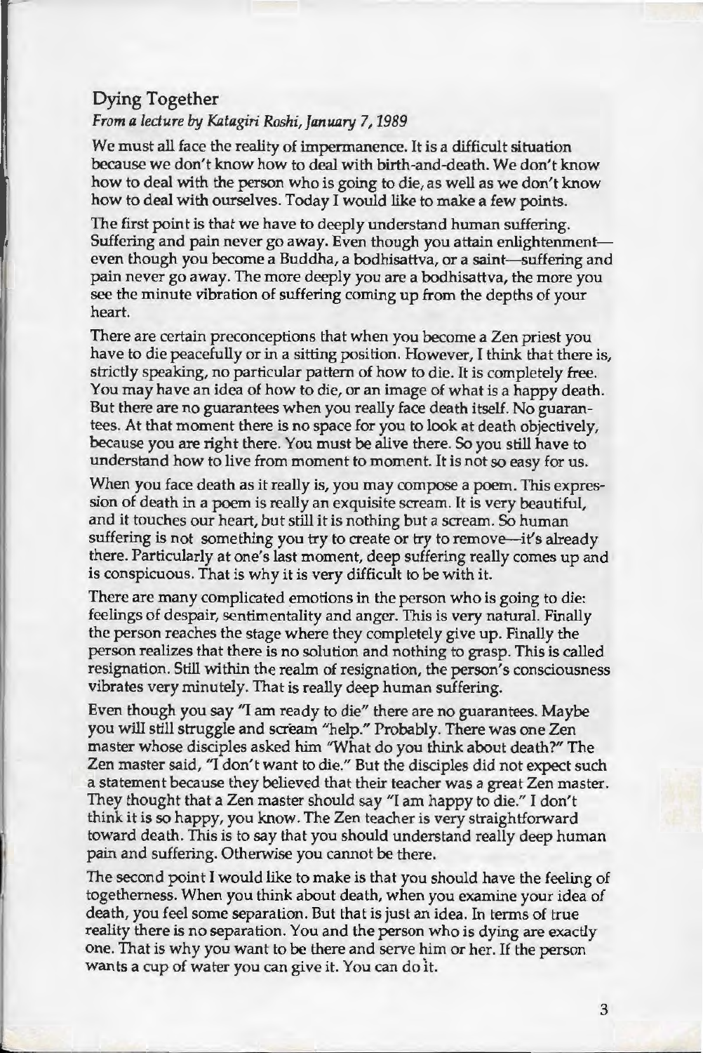## Dying Together

*From a lecture by Katagiri Roshi, January 7, 1989*

We must all face the reality of impermanence. It is a difficult situation because we don't know how to deal with birth-and-death. We don't know how to deal with the person who is going to die, as well as we don't know how to deal with ourselves. Today I would like to make a few points.

The first point is that we have to deeply understand human suffering. Suffering and pain never go away. Even though you attain enlightenment—even though you become a Buddha, a bodhisattva, or a saint—suffering and pain never go away. The more deeply you are a bodhisattva, the more you see the minute vibration of suffering coming up from the depths of your heart.

There are certain preconceptions that when you become a Zen priest you have to die peacefully or in a sitting position. However, I think that there is, strictly speaking, no particular pattern of how to die. It is completely free. You may have an idea of how to die, or an image of what is a happy death. But there are no guarantees when you really face death itself. No guarantees. At that moment there is no space for you to look at death objectively, because you are right there. You must be alive there. So you still have to understand how to live from moment to moment. It is not so easy for us.

When you face death as it really is, you may compose a poem. This expression of death in a poem is really an exquisite scream. It is very beautiful, and it touches our heart, but still it is nothing but a scream. So human suffering is not something you try to create or try to remove—it's already there. Particularly at one's last moment, deep suffering really comes up and is conspicuous. That is why it is very difficult to be with it.

There are many complicated emotions in the person who is going to die: feelings of despair, sentimentality and anger. This is very natural. Finally the person reaches the stage where they completely give up. Finally the person realizes that there is no solution and nothing to grasp. This is called resignation. Still within the realm of resignation, the person's consciousness vibrates very minutely. That is really deep human suffering.

Even though you say "I am ready to die" there are no guarantees. Maybe you will still struggle and scream "help." Probably. There was one Zen master whose disciples asked him "What do you think about death?" The Zen master said, "I don't want to die." But the disciples did not expect such a statement because they believed that their teacher was a great Zen master. They thought that a Zen master should say "I am happy to die." I don't think it is so happy, you know. The Zen teacher is very straightforward toward death. This is to say that you should understand really deep human pain and suffering. Otherwise you cannot be there.

The second point I would like to make is that you should have the feeling of togetherness. When you think about death, when you examine your idea of death, you feel some separation. But that is just an idea. In terms of true reality there is no separation. You and the person who is dying are exactly one. That is why you want to be there and serve him or her. If the person wants a cup of water you can give it. You can do it.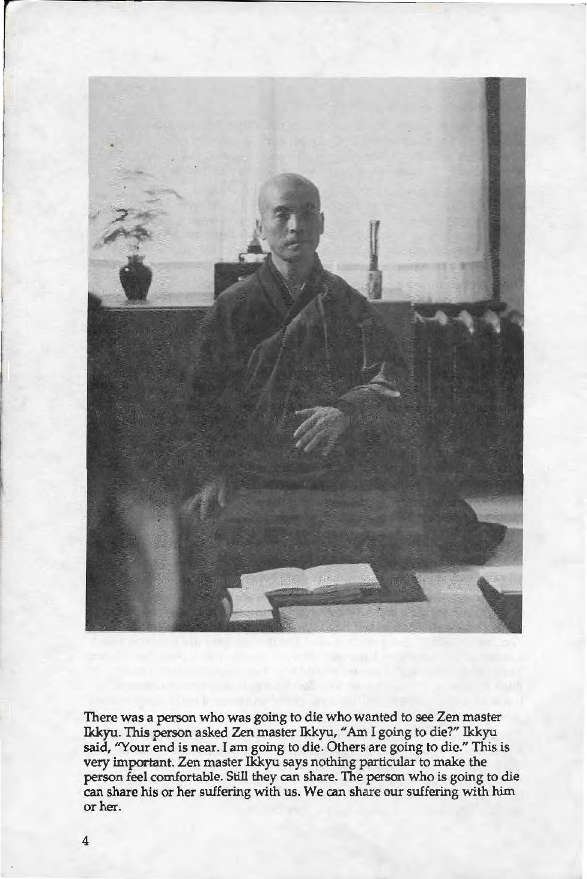There was a person who was going to die who wanted to see Zen master Ikkyu. This person asked Zen master Ikkyu, "Am I going to die?" Ikkyu said, "Your end is near. I am going to die. Others are going to die." This is very important. Zen master Ikkyu says nothing particular to make the person feel comfortable. Still they can share. The person who is going to die can share his or her suffering with us. We can share our suffering with him or her.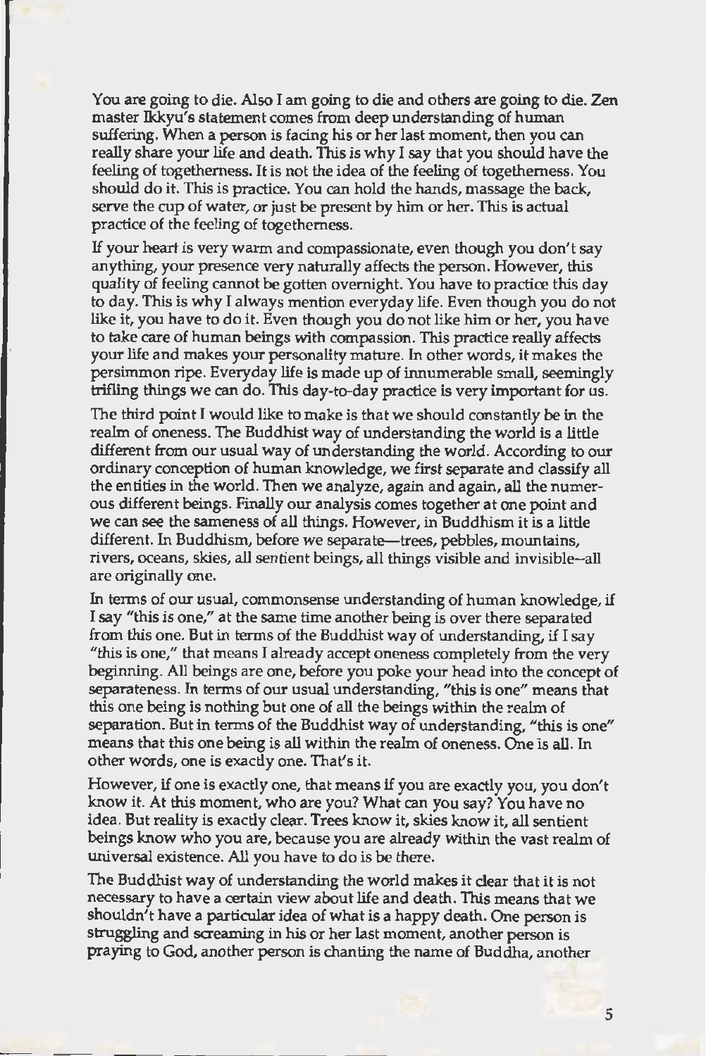You are going to die. Also I am going to die and others are going to die. Zen master Ikkyu's statement comes from deep understanding of human suffering. When a person is facing his or her last moment, then you can really share your life and death. This is why I say that you should have the feeling of togetherness. It is not the idea of the feeling of togetherness. You should do it. This is practice. You can hold the hands, massage the back, serve the cup of water, or just be present by him or her. This is actual practice of the feeling of togetherness.

If your heart is very warm and compassionate, even though you don't say anything, your presence very naturally affects the person. However, this quality of feeling cannot be gotten overnight. You have to practice this day to day. This is why I always mention everyday life. Even though you do not like it, you have to do it. Even though you do not like him or her, you have to take care of human beings with compassion. This practice really affects your life and makes your personality mature. In other words, it makes the persimmon ripe. Everyday life is made up of innumerable small, seemingly trifling things we can do. This day-to-day practice is very important for us.

The third point I would like to make is that we should constantly be in the realm of oneness. The Buddhist way of understanding the world is a little different from our usual way of understanding the world. According to our ordinary conception of human knowledge, we first separate and classify all the entities in the world. Then we analyze, again and again, all the numerous different beings. Finally our analysis comes together at one point and we can see the sameness of all things. However, in Buddhism it is a little different. In Buddhism, before we separate—trees, pebbles, mountains, rivers, oceans, skies, all sentient beings, all things visible and invisible--all are originally one.

In terms of our usual, commonsense understanding of human knowledge, if I say "this is one," at the same time another being is over there separated from this one. But in terms of the Buddhist way of understanding, if I say "this is one," that means I already accept oneness completely from the very beginning. All beings are one, before you poke your head into the concept of separateness. In terms of our usual understanding, "this is one" means that this one being is nothing but one of all the beings within the realm of separation. But in terms of the Buddhist way of understanding, "this is one" means that this one being is all within the realm of oneness. One is all. In other words, one is exactly one. That's it.

However, if one is exactly one, that means if you are exactly you, you don't know it. At this moment, who are you? What can you say? You have no idea. But reality is exactly clear. Trees know it, skies know it, all sentient beings know who you are, because you are already within the vast realm of universal existence. All you have to do is be there.

The Buddhist way of understanding the world makes it clear that it is not necessary to have a certain view about life and death. This means that we shouldn't have a particular idea of what is a happy death. One person is struggling and screaming in his or her last moment, another person is praying to God, another person is chanting the name of Buddha, another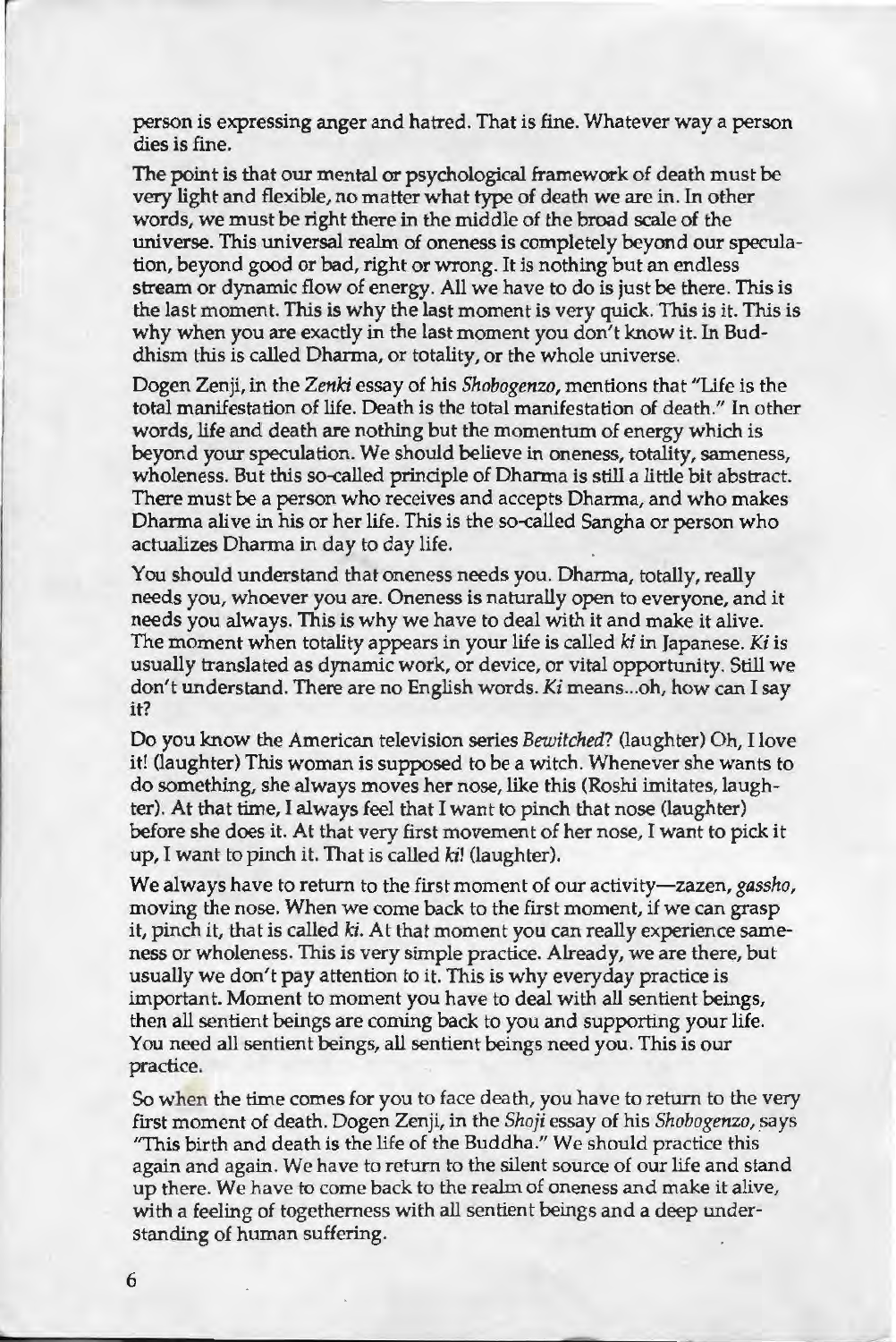person is expressing anger and hatred. That is fine. Whatever way a person dies is fine.

The point is that our mental or psychological framework of death must be very light and flexible, no matter what type of death we are in. In other words, we must be right there in the middle of the broad scale of the universe. This universal realm of oneness is completely beyond our speculation, beyond good or bad, right or wrong. It is nothing but an endless stream or dynamic flow of energy. All we have to do is just be there. This is the last moment. This is why the last moment is very quick. This is it. This is why when you are exactly in the last moment you don't know it. In Buddhism this is called Dharma, or totality, or the whole universe.

Dogen Zenji, in the *Zenki* essay of his *Shobogenzo*, mentions that "Life is the total manifestation of life. Death is the total manifestation of death." In other words, life and death are nothing but the momentum of energy which is beyond your speculation. We should believe in oneness, totality, sameness, wholeness. But this so-called principle of Dharma is still a little bit abstract. There must be a person who receives and accepts Dharma, and who makes Dharma alive in his or her life. This is the so-called Sangha or person who actualizes Dharma in day to day life.

You should understand that oneness needs you. Dharma, totally, really needs you, whoever you are. Oneness is naturally open to everyone, and it needs you always. This is why we have to deal with it and make it alive. The moment when totality appears in your life is called *ki* in Japanese. *Ki* is usually translated as dynamic work, or device, or vital opportunity. Still we don't understand. There are no English words. *Ki* means...oh, how can I say it?

Do you know the American television series *Bewitched*? (laughter) Oh, I love it! (laughter) This woman is supposed to be a witch. Whenever she wants to do something, she always moves her nose, like this (Roshi imitates, laughter). At that time, I always feel that I want to pinch that nose (laughter) before she does it. At that very first movement of her nose, I want to pick it up, I want to pinch it. That is called *ki*! (laughter).

We always have to return to the first moment of our activity—zazen, *gassho*, moving the nose. When we come back to the first moment, if we can grasp it, pinch it, that is called *ki*. At that moment you can really experience sameness or wholeness. This is very simple practice. Already, we are there, but usually we don't pay attention to it. This is why everyday practice is important. Moment to moment you have to deal with all sentient beings, then all sentient beings are coming back to you and supporting your life. You need all sentient beings, all sentient beings need you. This is our practice.

So when the time comes for you to face death, you have to return to the very first moment of death. Dogen Zenji, in the *Shoji* essay of his *Shobogenzo*, says "This birth and death is the life of the Buddha." We should practice this again and again. We have to return to the silent source of our life and stand up there. We have to come back to the realm of oneness and make it alive, with a feeling of togetherness with all sentient beings and a deep understanding of human suffering.